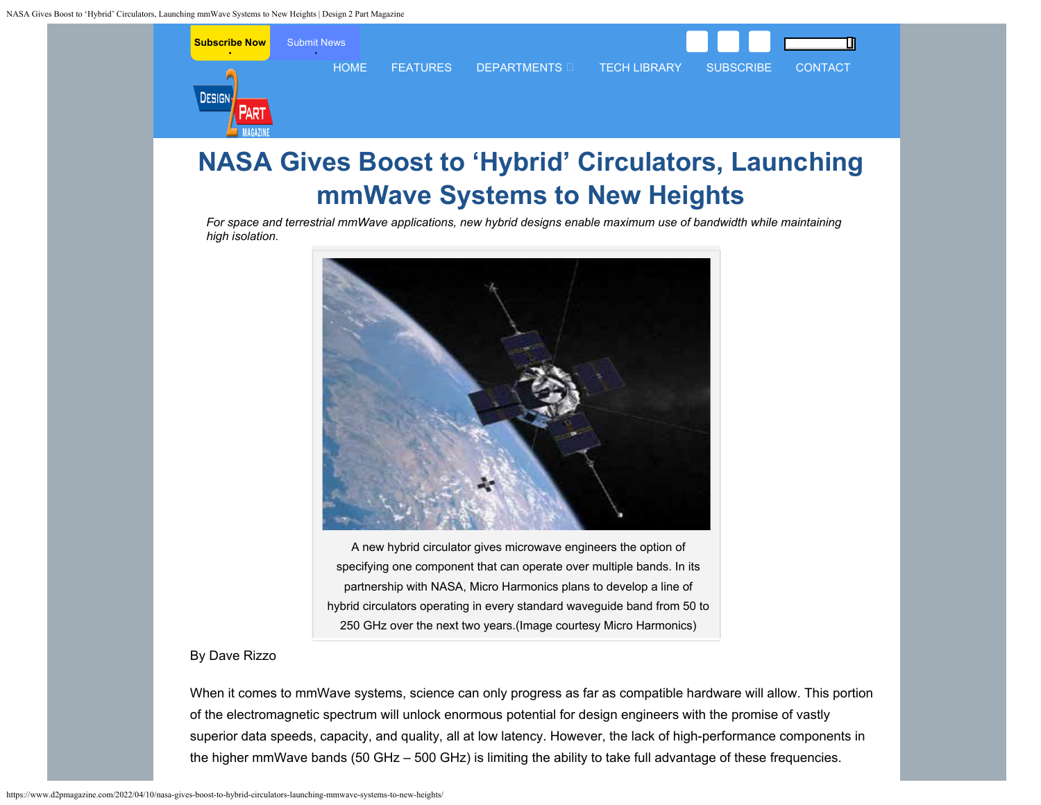# NASA Gives Boost to 'Hybrid' Circulators, Launching mmWave Systems to New Heights

*For space and terrestrial mmWave applications, new hybrid designs enable maximum use of bandwidth while maintaining high isolation.*

A new hybrid circulator gives microwave engineers the option of specifying one component that can operate over multiple bands. In its partnership with NASA, Micro Harmonics plans to develop a line of hybrid circulators operating in every standard waveguide band from 50 to 250 GHz over the next two years.(Image courtesy Micro Harmonics)

By Dave Rizzo

When it comes to mmWave systems, science can only progress as far as compatible hardware will allow. This portion of the electromagnetic spectrum will unlock enormous potential for design engineers with the promise of vastly superior data speeds, capacity, and quality, all at low latency. However, the lack of high-performance components in the higher mmWave bands (50 GHz – 500 GHz) is limiting the ability to take full advantage of these frequencies.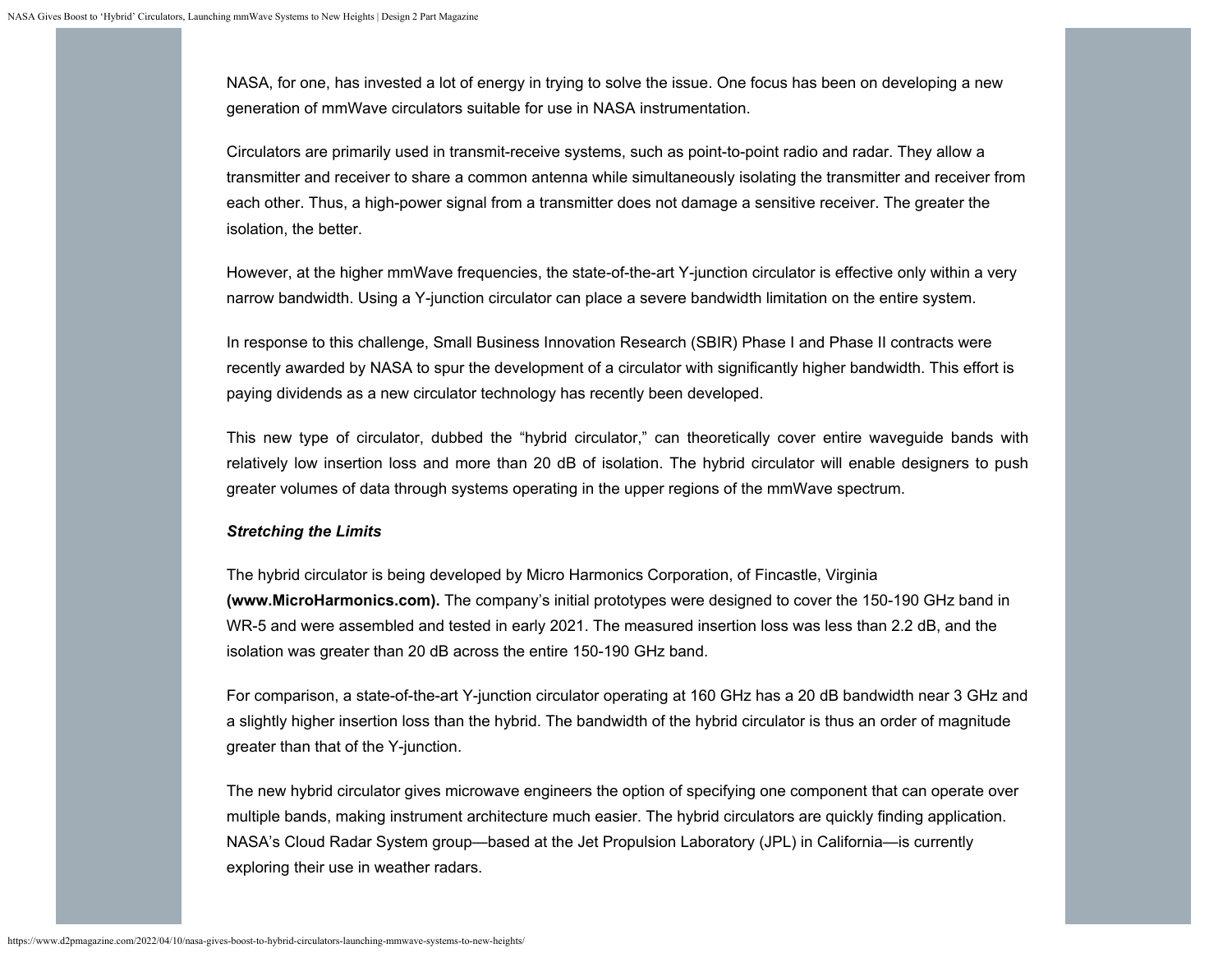NASA, for one, has invested a lot of energy in trying to solve the issue. One focus has been on developing a new generation of mmWave circulators suitable for use in NASA instrumentation.

Circulators are primarily used in transmit-receive systems, such as point-to-point radio and radar. They allow a transmitter and receiver to share a common antenna while simultaneously isolating the transmitter and receiver from each other. Thus, a high-power signal from a transmitter does not damage a sensitive receiver. The greater the isolation, the better.

However, at the higher mmWave frequencies, the state-of-the-art Y-junction circulator is effective only within a very narrow bandwidth. Using a Y-junction circulator can place a severe bandwidth limitation on the entire system.

In response to this challenge, Small Business Innovation Research (SBIR) Phase I and Phase II contracts were recently awarded by NASA to spur the development of a circulator with significantly higher bandwidth. This effort is paying dividends as a new circulator technology has recently been developed.

This new type of circulator, dubbed the "hybrid circulator," can theoretically cover entire waveguide bands with relatively low insertion loss and more than 20 dB of isolation. The hybrid circulator will enable designers to push greater volumes of data through systems operating in the upper regions of the mmWave spectrum.

***Stretching the Limits***

The hybrid circulator is being developed by Micro Harmonics Corporation, of Fincastle, Virginia **(www.MicroHarmonics.com).** The company's initial prototypes were designed to cover the 150-190 GHz band in WR-5 and were assembled and tested in early 2021. The measured insertion loss was less than 2.2 dB, and the isolation was greater than 20 dB across the entire 150-190 GHz band.

For comparison, a state-of-the-art Y-junction circulator operating at 160 GHz has a 20 dB bandwidth near 3 GHz and a slightly higher insertion loss than the hybrid. The bandwidth of the hybrid circulator is thus an order of magnitude greater than that of the Y-junction.

The new hybrid circulator gives microwave engineers the option of specifying one component that can operate over multiple bands, making instrument architecture much easier. The hybrid circulators are quickly finding application. NASA's Cloud Radar System group—based at the Jet Propulsion Laboratory (JPL) in California—is currently exploring their use in weather radars.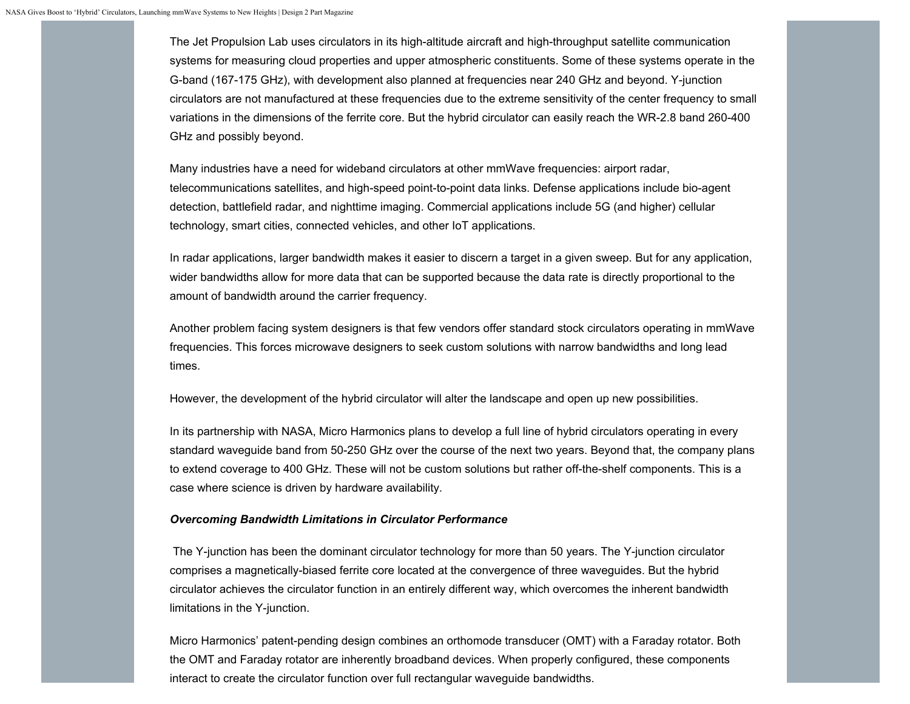The Jet Propulsion Lab uses circulators in its high-altitude aircraft and high-throughput satellite communication systems for measuring cloud properties and upper atmospheric constituents. Some of these systems operate in the G-band (167-175 GHz), with development also planned at frequencies near 240 GHz and beyond. Y-junction circulators are not manufactured at these frequencies due to the extreme sensitivity of the center frequency to small variations in the dimensions of the ferrite core. But the hybrid circulator can easily reach the WR-2.8 band 260-400 GHz and possibly beyond.

Many industries have a need for wideband circulators at other mmWave frequencies: airport radar, telecommunications satellites, and high-speed point-to-point data links. Defense applications include bio-agent detection, battlefield radar, and nighttime imaging. Commercial applications include 5G (and higher) cellular technology, smart cities, connected vehicles, and other IoT applications.

In radar applications, larger bandwidth makes it easier to discern a target in a given sweep. But for any application, wider bandwidths allow for more data that can be supported because the data rate is directly proportional to the amount of bandwidth around the carrier frequency.

Another problem facing system designers is that few vendors offer standard stock circulators operating in mmWave frequencies. This forces microwave designers to seek custom solutions with narrow bandwidths and long lead times.

However, the development of the hybrid circulator will alter the landscape and open up new possibilities.

In its partnership with NASA, Micro Harmonics plans to develop a full line of hybrid circulators operating in every standard waveguide band from 50-250 GHz over the course of the next two years. Beyond that, the company plans to extend coverage to 400 GHz. These will not be custom solutions but rather off-the-shelf components. This is a case where science is driven by hardware availability.

***Overcoming Bandwidth Limitations in Circulator Performance***

The Y-junction has been the dominant circulator technology for more than 50 years. The Y-junction circulator comprises a magnetically-biased ferrite core located at the convergence of three waveguides. But the hybrid circulator achieves the circulator function in an entirely different way, which overcomes the inherent bandwidth limitations in the Y-junction.

Micro Harmonics' patent-pending design combines an orthomode transducer (OMT) with a Faraday rotator. Both the OMT and Faraday rotator are inherently broadband devices. When properly configured, these components interact to create the circulator function over full rectangular waveguide bandwidths.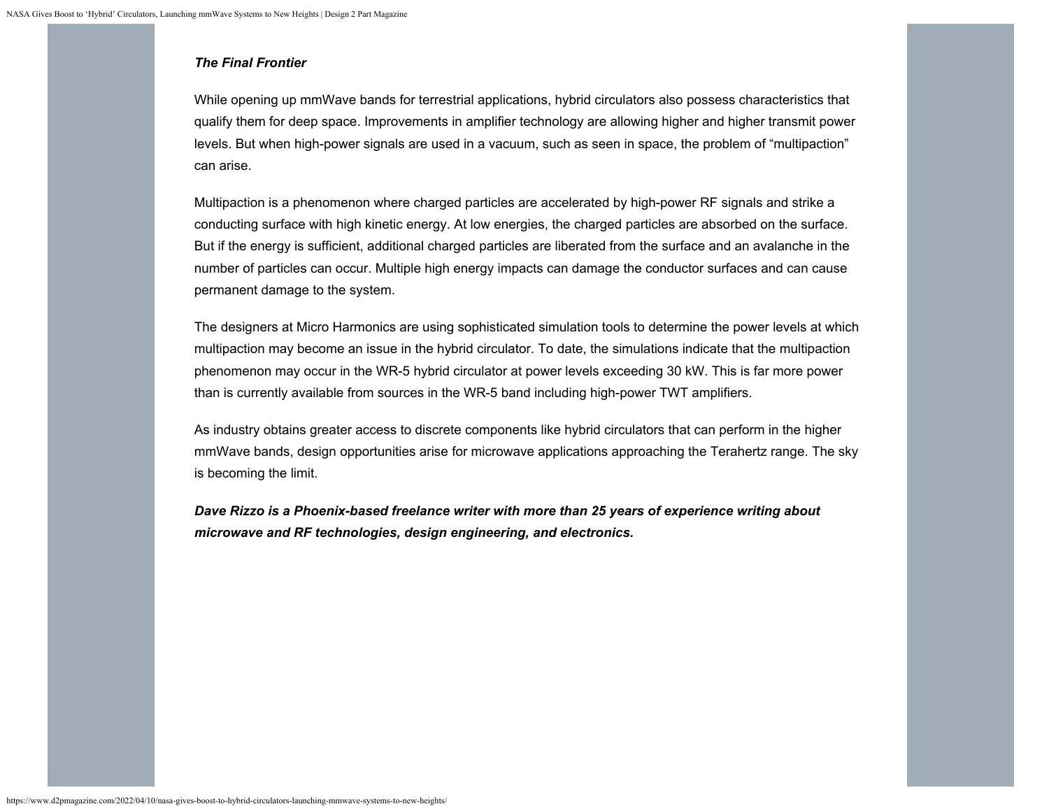***The Final Frontier***

While opening up mmWave bands for terrestrial applications, hybrid circulators also possess characteristics that qualify them for deep space. Improvements in amplifier technology are allowing higher and higher transmit power levels. But when high-power signals are used in a vacuum, such as seen in space, the problem of “multipaction” can arise.

Multipaction is a phenomenon where charged particles are accelerated by high-power RF signals and strike a conducting surface with high kinetic energy. At low energies, the charged particles are absorbed on the surface. But if the energy is sufficient, additional charged particles are liberated from the surface and an avalanche in the number of particles can occur. Multiple high energy impacts can damage the conductor surfaces and can cause permanent damage to the system.

The designers at Micro Harmonics are using sophisticated simulation tools to determine the power levels at which multipaction may become an issue in the hybrid circulator. To date, the simulations indicate that the multipaction phenomenon may occur in the WR-5 hybrid circulator at power levels exceeding 30 kW. This is far more power than is currently available from sources in the WR-5 band including high-power TWT amplifiers.

As industry obtains greater access to discrete components like hybrid circulators that can perform in the higher mmWave bands, design opportunities arise for microwave applications approaching the Terahertz range. The sky is becoming the limit.

***Dave Rizzo is a Phoenix-based freelance writer with more than 25 years of experience writing about microwave and RF technologies, design engineering, and electronics.***